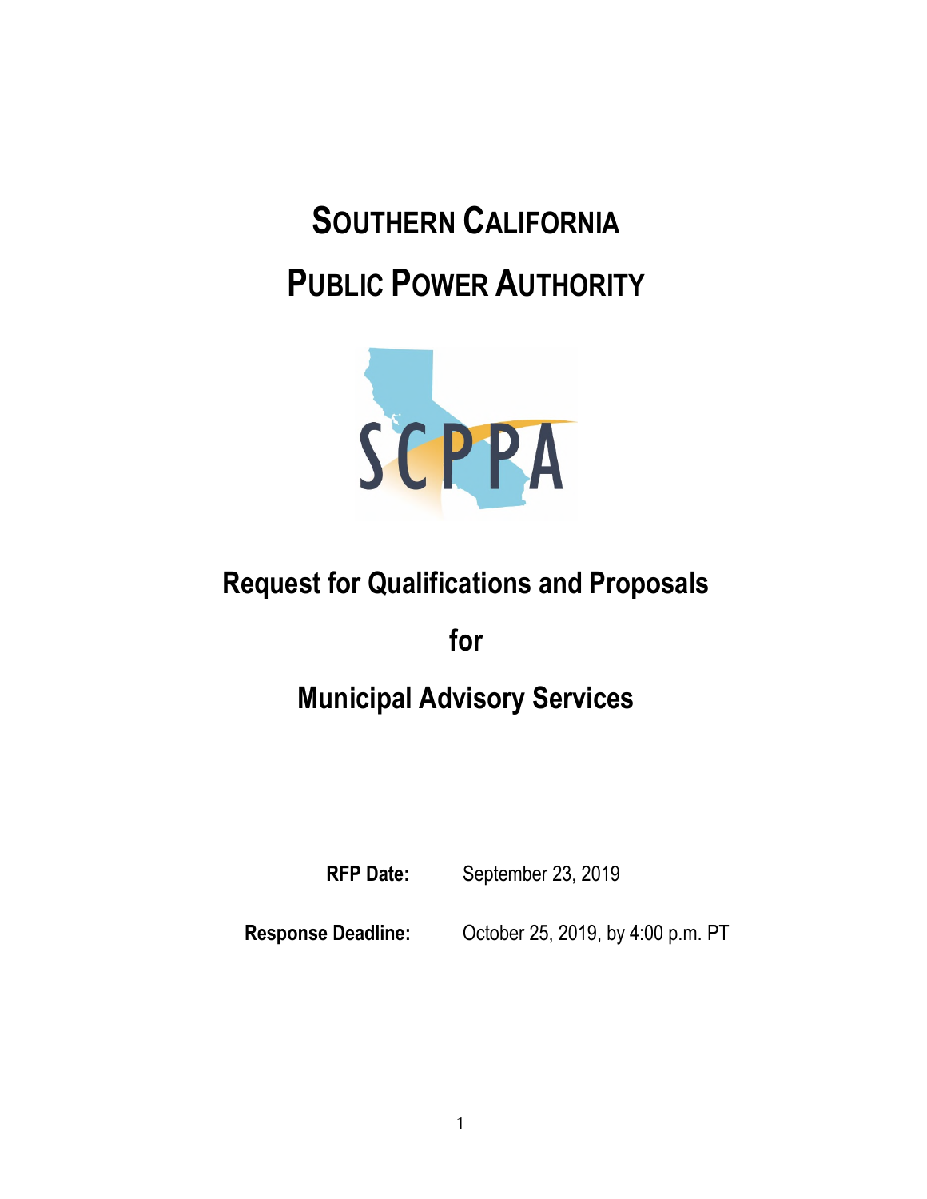# SOUTHERN CALIFORNIA PUBLIC POWER AUTHORITY

SCPPA

## Request for Qualifications and Proposals

## for

## Municipal Advisory Services

**RFP Date:** September 23, 2019

**Response Deadline:** October 25, 2019, by 4:00 p.m. PT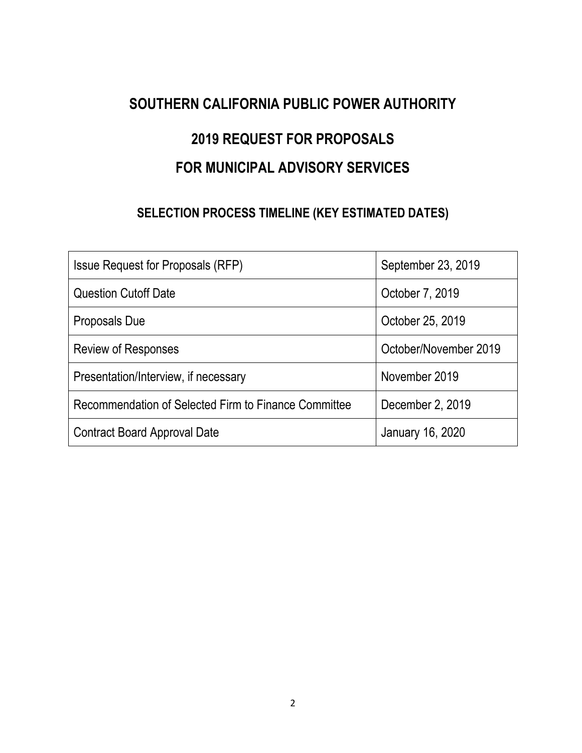# SOUTHERN CALIFORNIA PUBLIC POWER AUTHORITY

# 2019 REQUEST FOR PROPOSALS

# FOR MUNICIPAL ADVISORY SERVICES

## SELECTION PROCESS TIMELINE (KEY ESTIMATED DATES)

| | |
|---|---|
| Issue Request for Proposals (RFP) | September 23, 2019 |
| Question Cutoff Date | October 7, 2019 |
| Proposals Due | October 25, 2019 |
| Review of Responses | October/November 2019 |
| Presentation/Interview, if necessary | November 2019 |
| Recommendation of Selected Firm to Finance Committee | December 2, 2019 |
| Contract Board Approval Date | January 16, 2020 |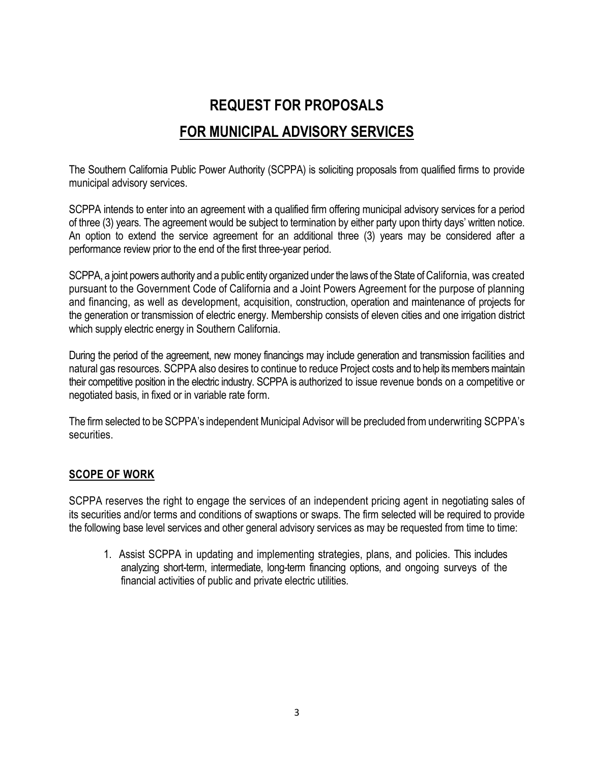# REQUEST FOR PROPOSALS

# FOR MUNICIPAL ADVISORY SERVICES

The Southern California Public Power Authority (SCPPA) is soliciting proposals from qualified firms to provide municipal advisory services.

SCPPA intends to enter into an agreement with a qualified firm offering municipal advisory services for a period of three (3) years. The agreement would be subject to termination by either party upon thirty days' written notice. An option to extend the service agreement for an additional three (3) years may be considered after a performance review prior to the end of the first three-year period.

SCPPA, a joint powers authority and a public entity organized under the laws of the State of California, was created pursuant to the Government Code of California and a Joint Powers Agreement for the purpose of planning and financing, as well as development, acquisition, construction, operation and maintenance of projects for the generation or transmission of electric energy. Membership consists of eleven cities and one irrigation district which supply electric energy in Southern California.

During the period of the agreement, new money financings may include generation and transmission facilities and natural gas resources. SCPPA also desires to continue to reduce Project costs and to help its members maintain their competitive position in the electric industry. SCPPA is authorized to issue revenue bonds on a competitive or negotiated basis, in fixed or in variable rate form.

The firm selected to be SCPPA's independent Municipal Advisor will be precluded from underwriting SCPPA's securities.

## SCOPE OF WORK

SCPPA reserves the right to engage the services of an independent pricing agent in negotiating sales of its securities and/or terms and conditions of swaptions or swaps. The firm selected will be required to provide the following base level services and other general advisory services as may be requested from time to time:

1. Assist SCPPA in updating and implementing strategies, plans, and policies. This includes analyzing short-term, intermediate, long-term financing options, and ongoing surveys of the financial activities of public and private electric utilities.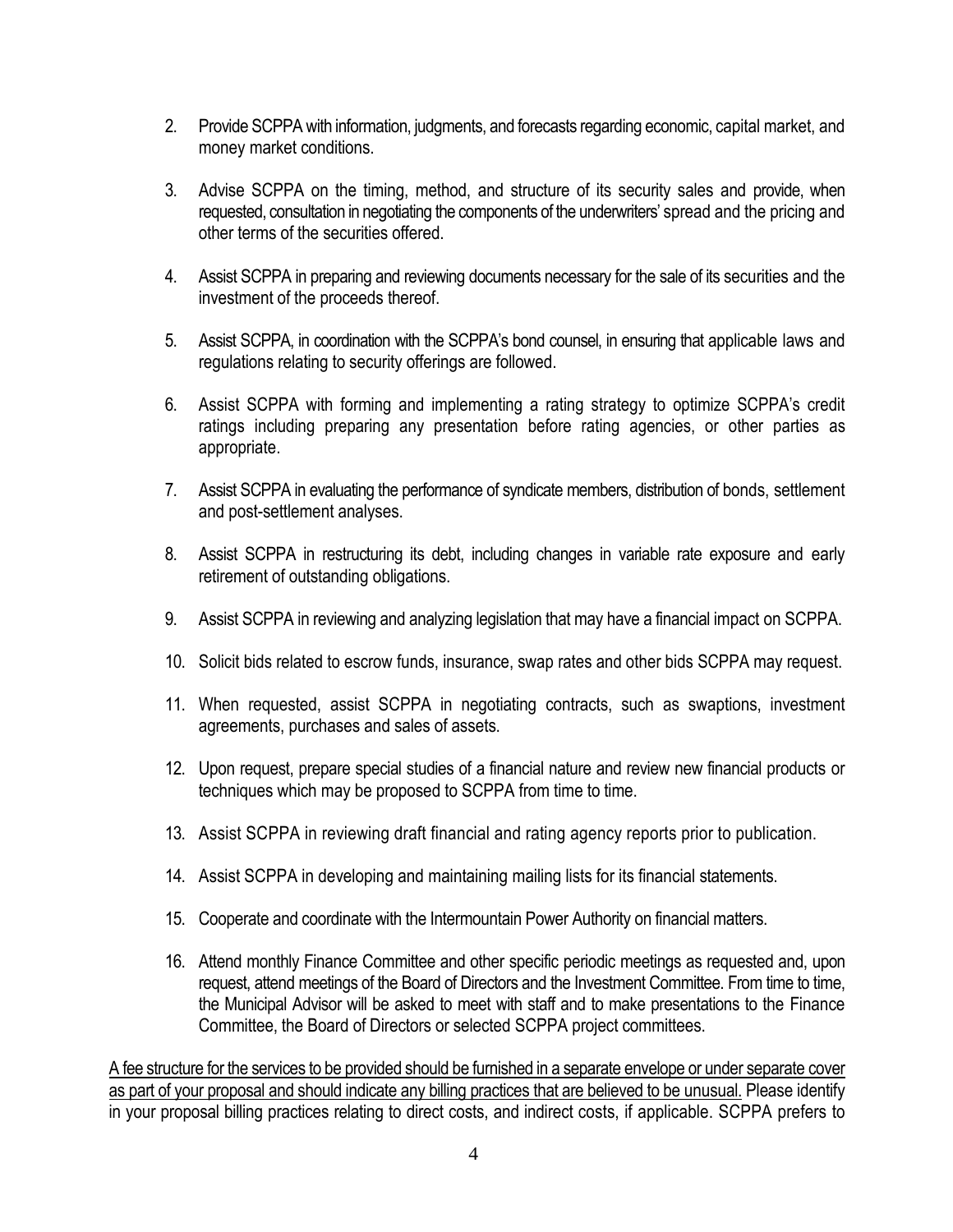2. Provide SCPPA with information, judgments, and forecasts regarding economic, capital market, and money market conditions.

3. Advise SCPPA on the timing, method, and structure of its security sales and provide, when requested, consultation in negotiating the components of the underwriters' spread and the pricing and other terms of the securities offered.

4. Assist SCPPA in preparing and reviewing documents necessary for the sale of its securities and the investment of the proceeds thereof.

5. Assist SCPPA, in coordination with the SCPPA's bond counsel, in ensuring that applicable laws and regulations relating to security offerings are followed.

6. Assist SCPPA with forming and implementing a rating strategy to optimize SCPPA's credit ratings including preparing any presentation before rating agencies, or other parties as appropriate.

7. Assist SCPPA in evaluating the performance of syndicate members, distribution of bonds, settlement and post-settlement analyses.

8. Assist SCPPA in restructuring its debt, including changes in variable rate exposure and early retirement of outstanding obligations.

9. Assist SCPPA in reviewing and analyzing legislation that may have a financial impact on SCPPA.

10. Solicit bids related to escrow funds, insurance, swap rates and other bids SCPPA may request.

11. When requested, assist SCPPA in negotiating contracts, such as swaptions, investment agreements, purchases and sales of assets.

12. Upon request, prepare special studies of a financial nature and review new financial products or techniques which may be proposed to SCPPA from time to time.

13. Assist SCPPA in reviewing draft financial and rating agency reports prior to publication.

14. Assist SCPPA in developing and maintaining mailing lists for its financial statements.

15. Cooperate and coordinate with the Intermountain Power Authority on financial matters.

16. Attend monthly Finance Committee and other specific periodic meetings as requested and, upon request, attend meetings of the Board of Directors and the Investment Committee. From time to time, the Municipal Advisor will be asked to meet with staff and to make presentations to the Finance Committee, the Board of Directors or selected SCPPA project committees.

<u>A fee structure for the services to be provided should be furnished in a separate envelope or under separate cover as part of your proposal and should indicate any billing practices that are believed to be unusual.</u> Please identify in your proposal billing practices relating to direct costs, and indirect costs, if applicable. SCPPA prefers to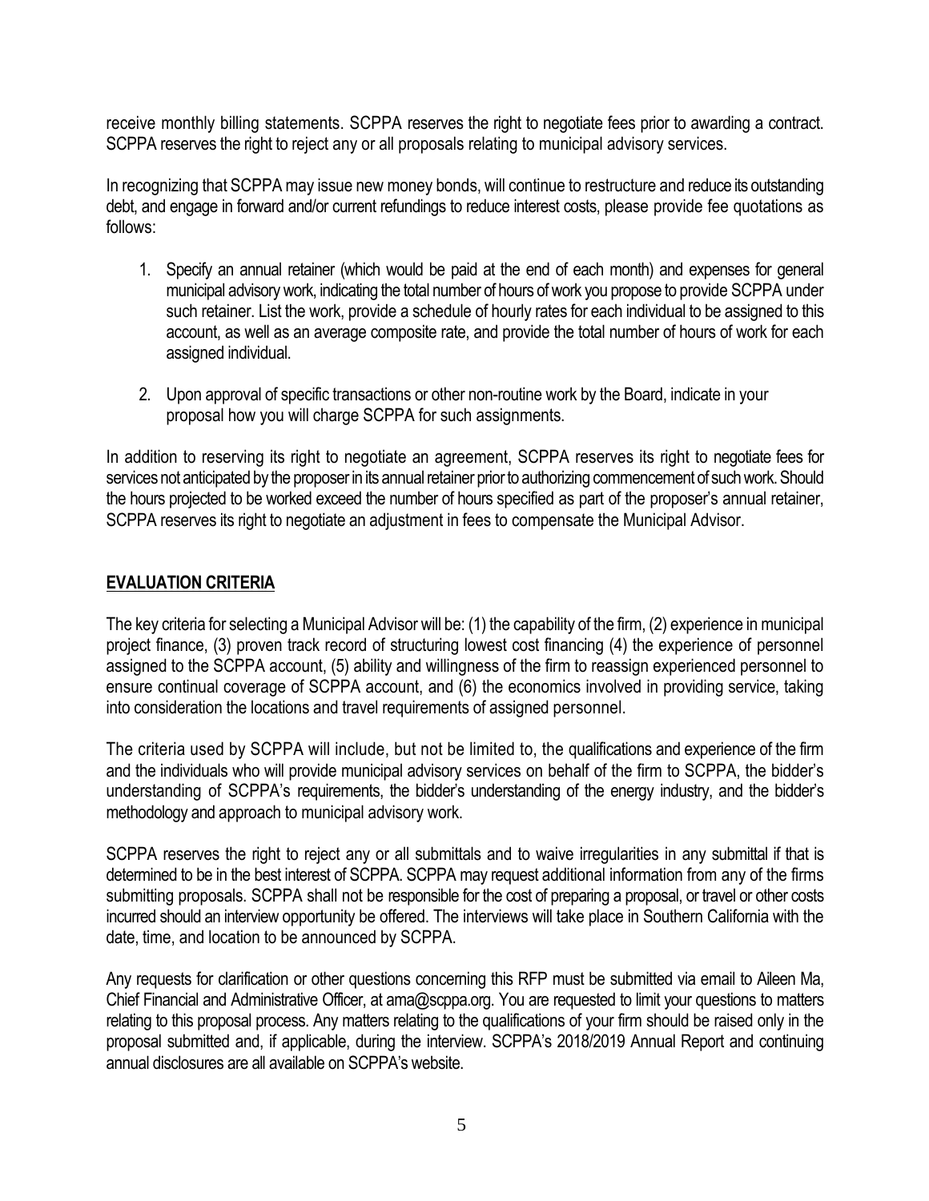receive monthly billing statements. SCPPA reserves the right to negotiate fees prior to awarding a contract. SCPPA reserves the right to reject any or all proposals relating to municipal advisory services.

In recognizing that SCPPA may issue new money bonds, will continue to restructure and reduce its outstanding debt, and engage in forward and/or current refundings to reduce interest costs, please provide fee quotations as follows:

1. Specify an annual retainer (which would be paid at the end of each month) and expenses for general municipal advisory work, indicating the total number of hours of work you propose to provide SCPPA under such retainer. List the work, provide a schedule of hourly rates for each individual to be assigned to this account, as well as an average composite rate, and provide the total number of hours of work for each assigned individual.

2. Upon approval of specific transactions or other non-routine work by the Board, indicate in your proposal how you will charge SCPPA for such assignments.

In addition to reserving its right to negotiate an agreement, SCPPA reserves its right to negotiate fees for services not anticipated by the proposer in its annual retainer prior to authorizing commencement of such work. Should the hours projected to be worked exceed the number of hours specified as part of the proposer's annual retainer, SCPPA reserves its right to negotiate an adjustment in fees to compensate the Municipal Advisor.

## EVALUATION CRITERIA

The key criteria for selecting a Municipal Advisor will be: (1) the capability of the firm, (2) experience in municipal project finance, (3) proven track record of structuring lowest cost financing (4) the experience of personnel assigned to the SCPPA account, (5) ability and willingness of the firm to reassign experienced personnel to ensure continual coverage of SCPPA account, and (6) the economics involved in providing service, taking into consideration the locations and travel requirements of assigned personnel.

The criteria used by SCPPA will include, but not be limited to, the qualifications and experience of the firm and the individuals who will provide municipal advisory services on behalf of the firm to SCPPA, the bidder's understanding of SCPPA's requirements, the bidder's understanding of the energy industry, and the bidder's methodology and approach to municipal advisory work.

SCPPA reserves the right to reject any or all submittals and to waive irregularities in any submittal if that is determined to be in the best interest of SCPPA. SCPPA may request additional information from any of the firms submitting proposals. SCPPA shall not be responsible for the cost of preparing a proposal, or travel or other costs incurred should an interview opportunity be offered. The interviews will take place in Southern California with the date, time, and location to be announced by SCPPA.

Any requests for clarification or other questions concerning this RFP must be submitted via email to Aileen Ma, Chief Financial and Administrative Officer, at ama@scppa.org. You are requested to limit your questions to matters relating to this proposal process. Any matters relating to the qualifications of your firm should be raised only in the proposal submitted and, if applicable, during the interview. SCPPA's 2018/2019 Annual Report and continuing annual disclosures are all available on SCPPA's website.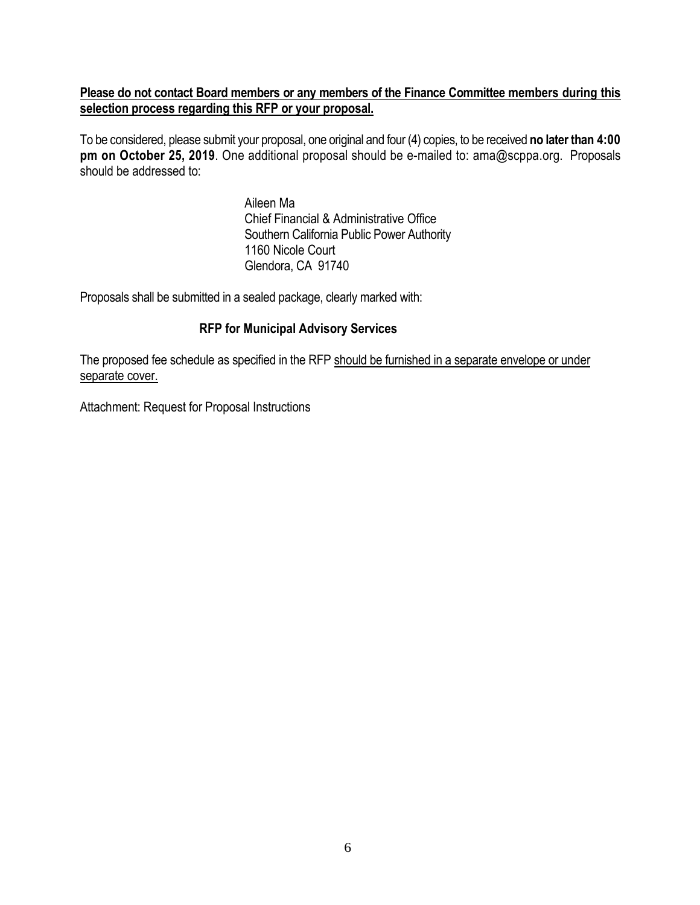**Please do not contact Board members or any members of the Finance Committee members during this selection process regarding this RFP or your proposal.**

To be considered, please submit your proposal, one original and four (4) copies, to be received **no later than 4:00 pm on October 25, 2019**. One additional proposal should be e-mailed to: ama@scppa.org. Proposals should be addressed to:

Aileen Ma
Chief Financial & Administrative Office
Southern California Public Power Authority
1160 Nicole Court
Glendora, CA 91740

Proposals shall be submitted in a sealed package, clearly marked with:

**RFP for Municipal Advisory Services**

The proposed fee schedule as specified in the RFP should be furnished in a separate envelope or under separate cover.

Attachment: Request for Proposal Instructions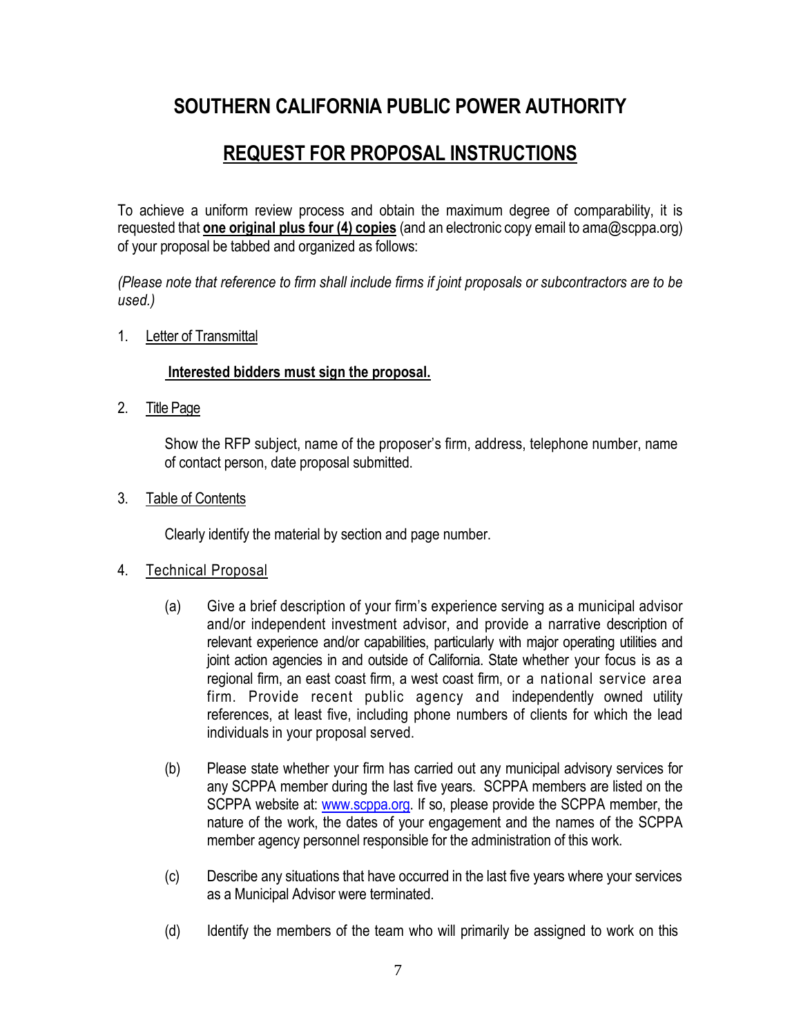# SOUTHERN CALIFORNIA PUBLIC POWER AUTHORITY

## REQUEST FOR PROPOSAL INSTRUCTIONS

To achieve a uniform review process and obtain the maximum degree of comparability, it is requested that **one original plus four (4) copies** (and an electronic copy email to ama@scppa.org) of your proposal be tabbed and organized as follows:

*(Please note that reference to firm shall include firms if joint proposals or subcontractors are to be used.)*

1. Letter of Transmittal

   **Interested bidders must sign the proposal.**

2. Title Page

   Show the RFP subject, name of the proposer's firm, address, telephone number, name of contact person, date proposal submitted.

3. Table of Contents

   Clearly identify the material by section and page number.

4. Technical Proposal

   (a) Give a brief description of your firm's experience serving as a municipal advisor and/or independent investment advisor, and provide a narrative description of relevant experience and/or capabilities, particularly with major operating utilities and joint action agencies in and outside of California. State whether your focus is as a regional firm, an east coast firm, a west coast firm, or a national service area firm. Provide recent public agency and independently owned utility references, at least five, including phone numbers of clients for which the lead individuals in your proposal served.

   (b) Please state whether your firm has carried out any municipal advisory services for any SCPPA member during the last five years. SCPPA members are listed on the SCPPA website at: www.scppa.org. If so, please provide the SCPPA member, the nature of the work, the dates of your engagement and the names of the SCPPA member agency personnel responsible for the administration of this work.

   (c) Describe any situations that have occurred in the last five years where your services as a Municipal Advisor were terminated.

   (d) Identify the members of the team who will primarily be assigned to work on this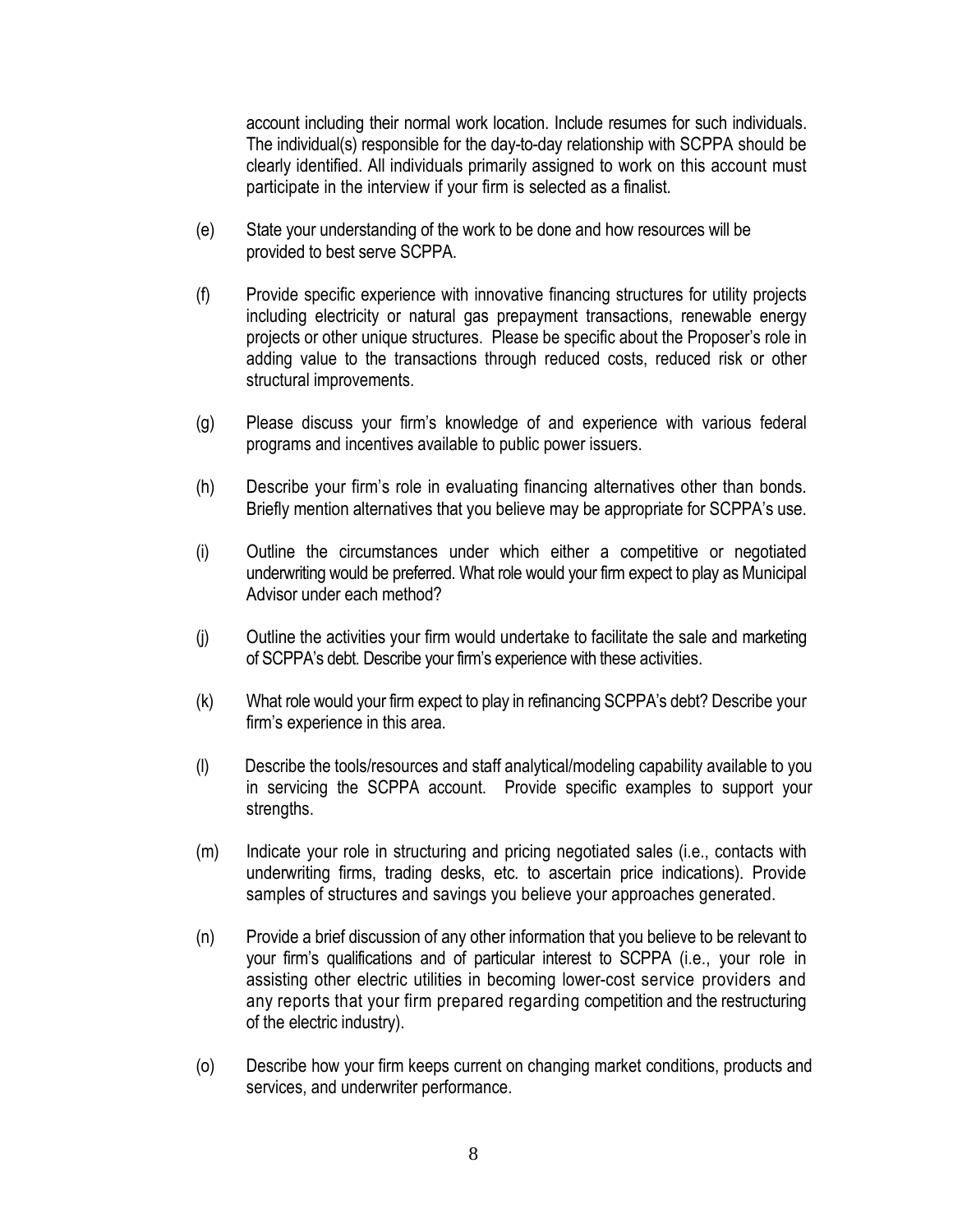account including their normal work location. Include resumes for such individuals. The individual(s) responsible for the day-to-day relationship with SCPPA should be clearly identified. All individuals primarily assigned to work on this account must participate in the interview if your firm is selected as a finalist.

(e) State your understanding of the work to be done and how resources will be provided to best serve SCPPA.

(f) Provide specific experience with innovative financing structures for utility projects including electricity or natural gas prepayment transactions, renewable energy projects or other unique structures. Please be specific about the Proposer's role in adding value to the transactions through reduced costs, reduced risk or other structural improvements.

(g) Please discuss your firm's knowledge of and experience with various federal programs and incentives available to public power issuers.

(h) Describe your firm's role in evaluating financing alternatives other than bonds. Briefly mention alternatives that you believe may be appropriate for SCPPA's use.

(i) Outline the circumstances under which either a competitive or negotiated underwriting would be preferred. What role would your firm expect to play as Municipal Advisor under each method?

(j) Outline the activities your firm would undertake to facilitate the sale and marketing of SCPPA's debt. Describe your firm's experience with these activities.

(k) What role would your firm expect to play in refinancing SCPPA's debt? Describe your firm's experience in this area.

(l) Describe the tools/resources and staff analytical/modeling capability available to you in servicing the SCPPA account. Provide specific examples to support your strengths.

(m) Indicate your role in structuring and pricing negotiated sales (i.e., contacts with underwriting firms, trading desks, etc. to ascertain price indications). Provide samples of structures and savings you believe your approaches generated.

(n) Provide a brief discussion of any other information that you believe to be relevant to your firm's qualifications and of particular interest to SCPPA (i.e., your role in assisting other electric utilities in becoming lower-cost service providers and any reports that your firm prepared regarding competition and the restructuring of the electric industry).

(o) Describe how your firm keeps current on changing market conditions, products and services, and underwriter performance.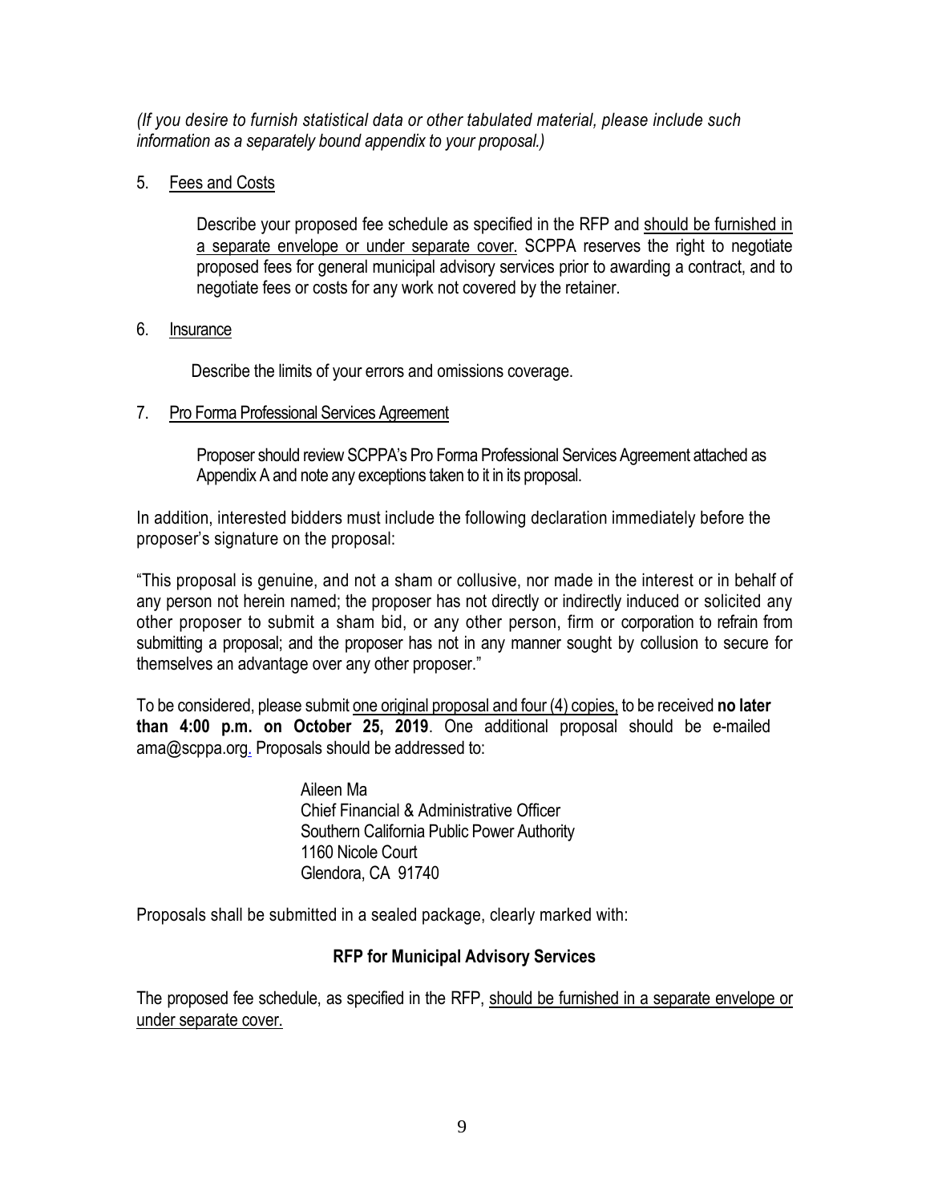*(If you desire to furnish statistical data or other tabulated material, please include such information as a separately bound appendix to your proposal.)*

5. Fees and Costs

   Describe your proposed fee schedule as specified in the RFP and should be furnished in a separate envelope or under separate cover. SCPPA reserves the right to negotiate proposed fees for general municipal advisory services prior to awarding a contract, and to negotiate fees or costs for any work not covered by the retainer.

6. Insurance

   Describe the limits of your errors and omissions coverage.

7. Pro Forma Professional Services Agreement

   Proposer should review SCPPA's Pro Forma Professional Services Agreement attached as Appendix A and note any exceptions taken to it in its proposal.

In addition, interested bidders must include the following declaration immediately before the proposer's signature on the proposal:

"This proposal is genuine, and not a sham or collusive, nor made in the interest or in behalf of any person not herein named; the proposer has not directly or indirectly induced or solicited any other proposer to submit a sham bid, or any other person, firm or corporation to refrain from submitting a proposal; and the proposer has not in any manner sought by collusion to secure for themselves an advantage over any other proposer."

To be considered, please submit one original proposal and four (4) copies, to be received **no later than 4:00 p.m. on October 25, 2019**. One additional proposal should be e-mailed ama@scppa.org. Proposals should be addressed to:

Aileen Ma
Chief Financial & Administrative Officer
Southern California Public Power Authority
1160 Nicole Court
Glendora, CA 91740

Proposals shall be submitted in a sealed package, clearly marked with:

**RFP for Municipal Advisory Services**

The proposed fee schedule, as specified in the RFP, should be furnished in a separate envelope or under separate cover.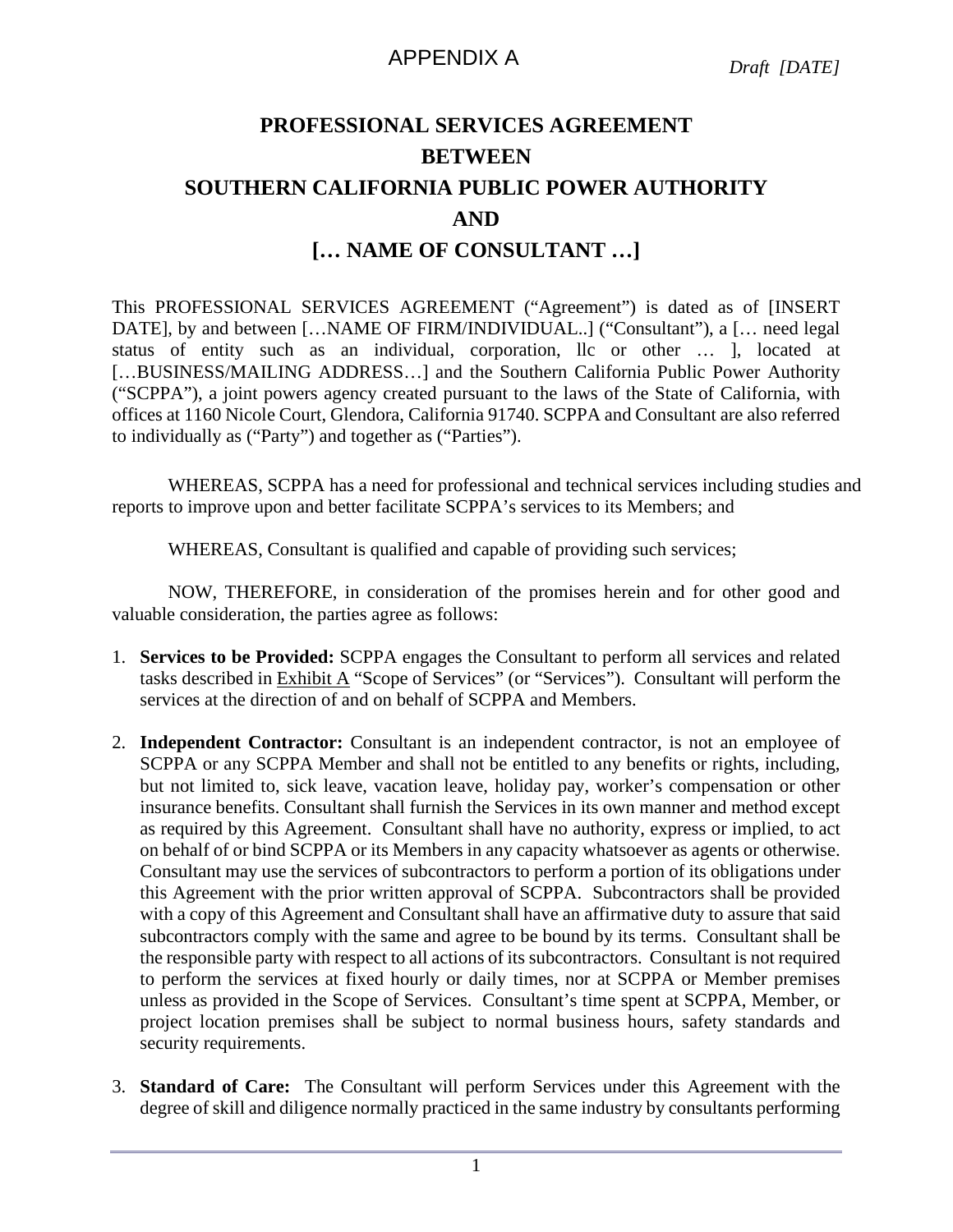APPENDIX A

*Draft [DATE]*

# PROFESSIONAL SERVICES AGREEMENT
# BETWEEN
# SOUTHERN CALIFORNIA PUBLIC POWER AUTHORITY
# AND
# [… NAME OF CONSULTANT …]

This PROFESSIONAL SERVICES AGREEMENT ("Agreement") is dated as of [INSERT DATE], by and between […NAME OF FIRM/INDIVIDUAL..] ("Consultant"), a [… need legal status of entity such as an individual, corporation, llc or other … ], located at […BUSINESS/MAILING ADDRESS…] and the Southern California Public Power Authority ("SCPPA"), a joint powers agency created pursuant to the laws of the State of California, with offices at 1160 Nicole Court, Glendora, California 91740. SCPPA and Consultant are also referred to individually as ("Party") and together as ("Parties").

WHEREAS, SCPPA has a need for professional and technical services including studies and reports to improve upon and better facilitate SCPPA's services to its Members; and

WHEREAS, Consultant is qualified and capable of providing such services;

NOW, THEREFORE, in consideration of the promises herein and for other good and valuable consideration, the parties agree as follows:

1. **Services to be Provided:** SCPPA engages the Consultant to perform all services and related tasks described in Exhibit A "Scope of Services" (or "Services"). Consultant will perform the services at the direction of and on behalf of SCPPA and Members.

2. **Independent Contractor:** Consultant is an independent contractor, is not an employee of SCPPA or any SCPPA Member and shall not be entitled to any benefits or rights, including, but not limited to, sick leave, vacation leave, holiday pay, worker's compensation or other insurance benefits. Consultant shall furnish the Services in its own manner and method except as required by this Agreement. Consultant shall have no authority, express or implied, to act on behalf of or bind SCPPA or its Members in any capacity whatsoever as agents or otherwise. Consultant may use the services of subcontractors to perform a portion of its obligations under this Agreement with the prior written approval of SCPPA. Subcontractors shall be provided with a copy of this Agreement and Consultant shall have an affirmative duty to assure that said subcontractors comply with the same and agree to be bound by its terms. Consultant shall be the responsible party with respect to all actions of its subcontractors. Consultant is not required to perform the services at fixed hourly or daily times, nor at SCPPA or Member premises unless as provided in the Scope of Services. Consultant's time spent at SCPPA, Member, or project location premises shall be subject to normal business hours, safety standards and security requirements.

3. **Standard of Care:** The Consultant will perform Services under this Agreement with the degree of skill and diligence normally practiced in the same industry by consultants performing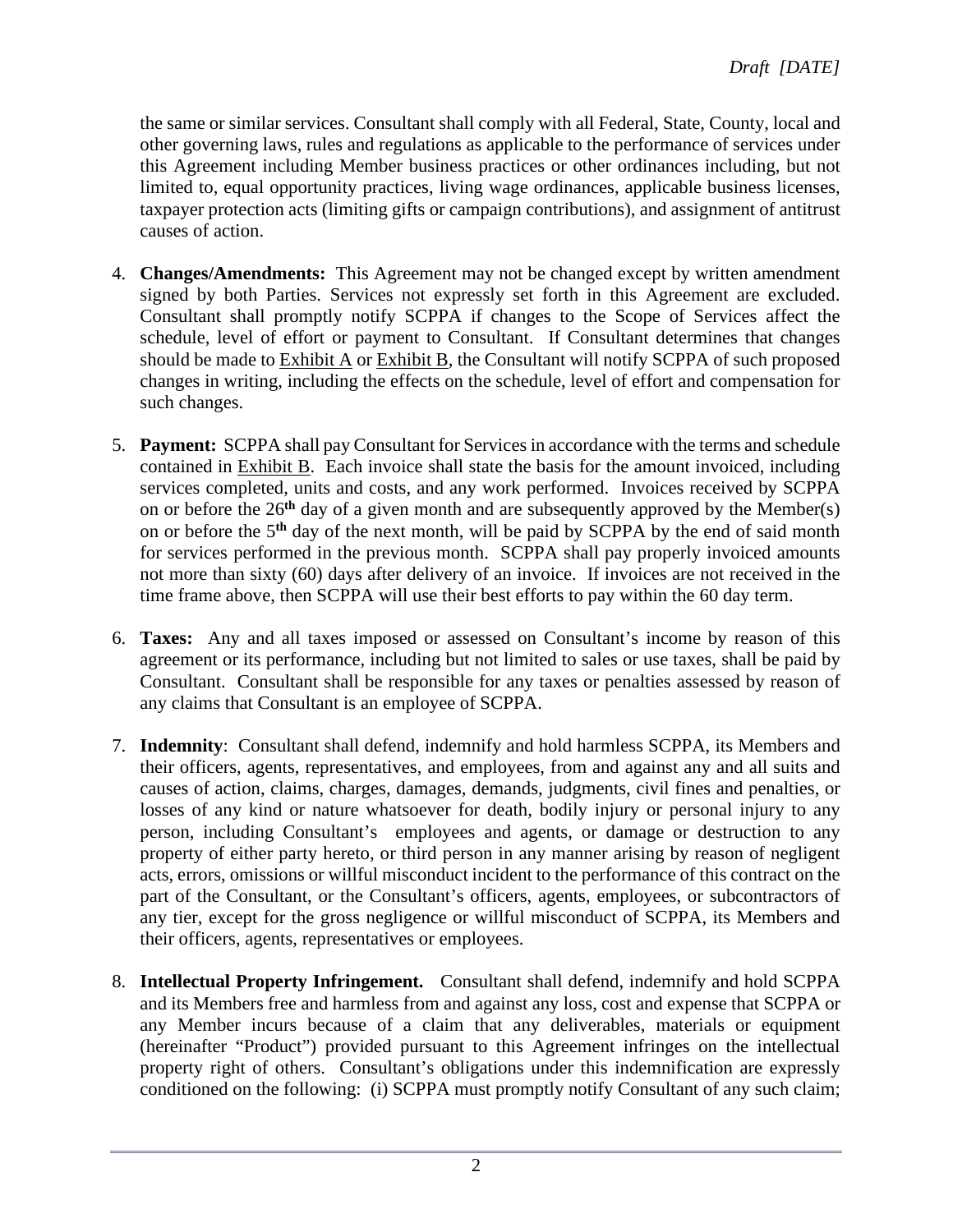the same or similar services. Consultant shall comply with all Federal, State, County, local and other governing laws, rules and regulations as applicable to the performance of services under this Agreement including Member business practices or other ordinances including, but not limited to, equal opportunity practices, living wage ordinances, applicable business licenses, taxpayer protection acts (limiting gifts or campaign contributions), and assignment of antitrust causes of action.

4. **Changes/Amendments:** This Agreement may not be changed except by written amendment signed by both Parties. Services not expressly set forth in this Agreement are excluded. Consultant shall promptly notify SCPPA if changes to the Scope of Services affect the schedule, level of effort or payment to Consultant. If Consultant determines that changes should be made to Exhibit A or Exhibit B, the Consultant will notify SCPPA of such proposed changes in writing, including the effects on the schedule, level of effort and compensation for such changes.

5. **Payment:** SCPPA shall pay Consultant for Services in accordance with the terms and schedule contained in Exhibit B. Each invoice shall state the basis for the amount invoiced, including services completed, units and costs, and any work performed. Invoices received by SCPPA on or before the 26**th** day of a given month and are subsequently approved by the Member(s) on or before the 5**th** day of the next month, will be paid by SCPPA by the end of said month for services performed in the previous month. SCPPA shall pay properly invoiced amounts not more than sixty (60) days after delivery of an invoice. If invoices are not received in the time frame above, then SCPPA will use their best efforts to pay within the 60 day term.

6. **Taxes:** Any and all taxes imposed or assessed on Consultant's income by reason of this agreement or its performance, including but not limited to sales or use taxes, shall be paid by Consultant. Consultant shall be responsible for any taxes or penalties assessed by reason of any claims that Consultant is an employee of SCPPA.

7. **Indemnity**: Consultant shall defend, indemnify and hold harmless SCPPA, its Members and their officers, agents, representatives, and employees, from and against any and all suits and causes of action, claims, charges, damages, demands, judgments, civil fines and penalties, or losses of any kind or nature whatsoever for death, bodily injury or personal injury to any person, including Consultant's employees and agents, or damage or destruction to any property of either party hereto, or third person in any manner arising by reason of negligent acts, errors, omissions or willful misconduct incident to the performance of this contract on the part of the Consultant, or the Consultant's officers, agents, employees, or subcontractors of any tier, except for the gross negligence or willful misconduct of SCPPA, its Members and their officers, agents, representatives or employees.

8. **Intellectual Property Infringement.** Consultant shall defend, indemnify and hold SCPPA and its Members free and harmless from and against any loss, cost and expense that SCPPA or any Member incurs because of a claim that any deliverables, materials or equipment (hereinafter "Product") provided pursuant to this Agreement infringes on the intellectual property right of others. Consultant's obligations under this indemnification are expressly conditioned on the following: (i) SCPPA must promptly notify Consultant of any such claim;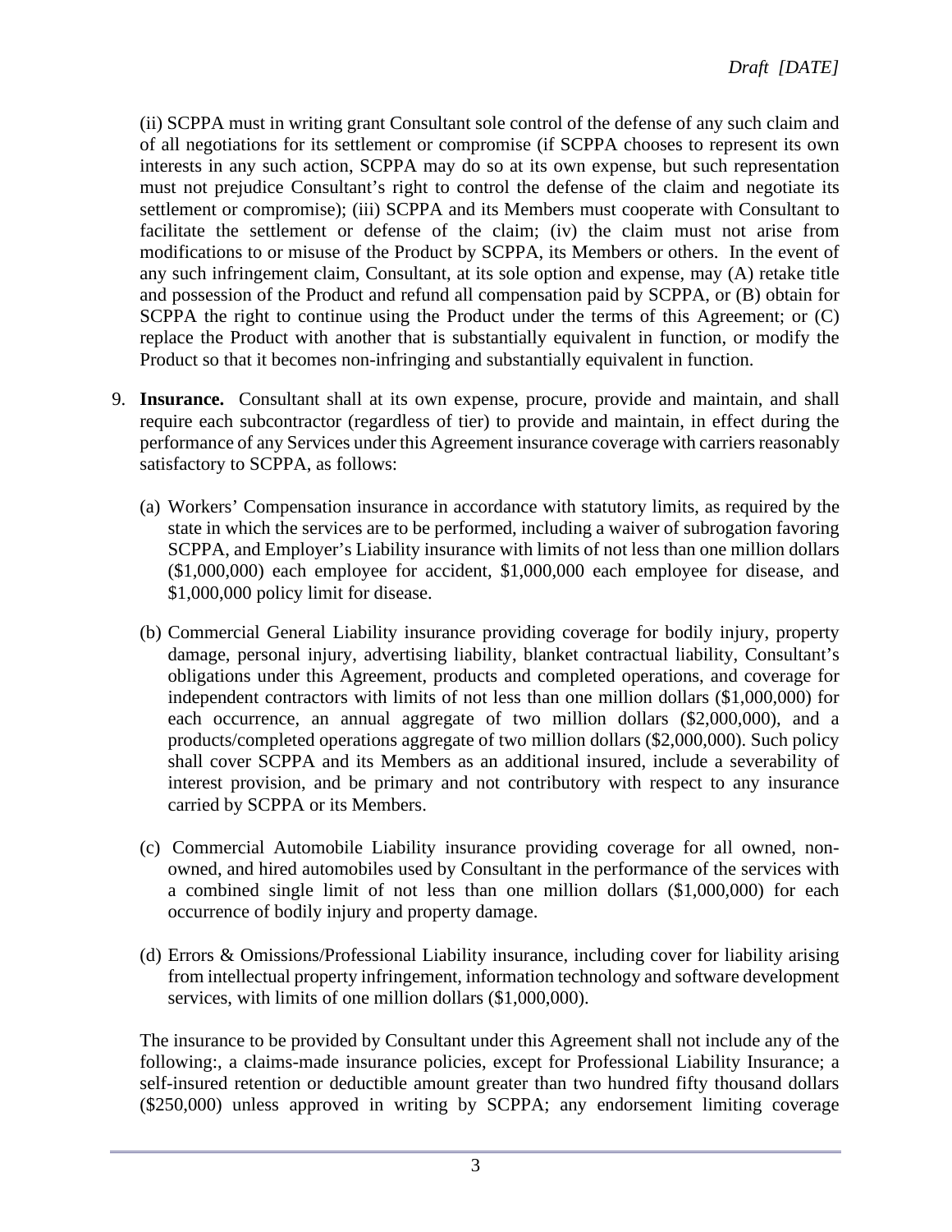(ii) SCPPA must in writing grant Consultant sole control of the defense of any such claim and of all negotiations for its settlement or compromise (if SCPPA chooses to represent its own interests in any such action, SCPPA may do so at its own expense, but such representation must not prejudice Consultant's right to control the defense of the claim and negotiate its settlement or compromise); (iii) SCPPA and its Members must cooperate with Consultant to facilitate the settlement or defense of the claim; (iv) the claim must not arise from modifications to or misuse of the Product by SCPPA, its Members or others. In the event of any such infringement claim, Consultant, at its sole option and expense, may (A) retake title and possession of the Product and refund all compensation paid by SCPPA, or (B) obtain for SCPPA the right to continue using the Product under the terms of this Agreement; or (C) replace the Product with another that is substantially equivalent in function, or modify the Product so that it becomes non-infringing and substantially equivalent in function.

9. **Insurance.** Consultant shall at its own expense, procure, provide and maintain, and shall require each subcontractor (regardless of tier) to provide and maintain, in effect during the performance of any Services under this Agreement insurance coverage with carriers reasonably satisfactory to SCPPA, as follows:

   (a) Workers' Compensation insurance in accordance with statutory limits, as required by the state in which the services are to be performed, including a waiver of subrogation favoring SCPPA, and Employer's Liability insurance with limits of not less than one million dollars ($1,000,000) each employee for accident, $1,000,000 each employee for disease, and $1,000,000 policy limit for disease.

   (b) Commercial General Liability insurance providing coverage for bodily injury, property damage, personal injury, advertising liability, blanket contractual liability, Consultant's obligations under this Agreement, products and completed operations, and coverage for independent contractors with limits of not less than one million dollars ($1,000,000) for each occurrence, an annual aggregate of two million dollars ($2,000,000), and a products/completed operations aggregate of two million dollars ($2,000,000). Such policy shall cover SCPPA and its Members as an additional insured, include a severability of interest provision, and be primary and not contributory with respect to any insurance carried by SCPPA or its Members.

   (c) Commercial Automobile Liability insurance providing coverage for all owned, non-owned, and hired automobiles used by Consultant in the performance of the services with a combined single limit of not less than one million dollars ($1,000,000) for each occurrence of bodily injury and property damage.

   (d) Errors & Omissions/Professional Liability insurance, including cover for liability arising from intellectual property infringement, information technology and software development services, with limits of one million dollars ($1,000,000).

   The insurance to be provided by Consultant under this Agreement shall not include any of the following:, a claims-made insurance policies, except for Professional Liability Insurance; a self-insured retention or deductible amount greater than two hundred fifty thousand dollars ($250,000) unless approved in writing by SCPPA; any endorsement limiting coverage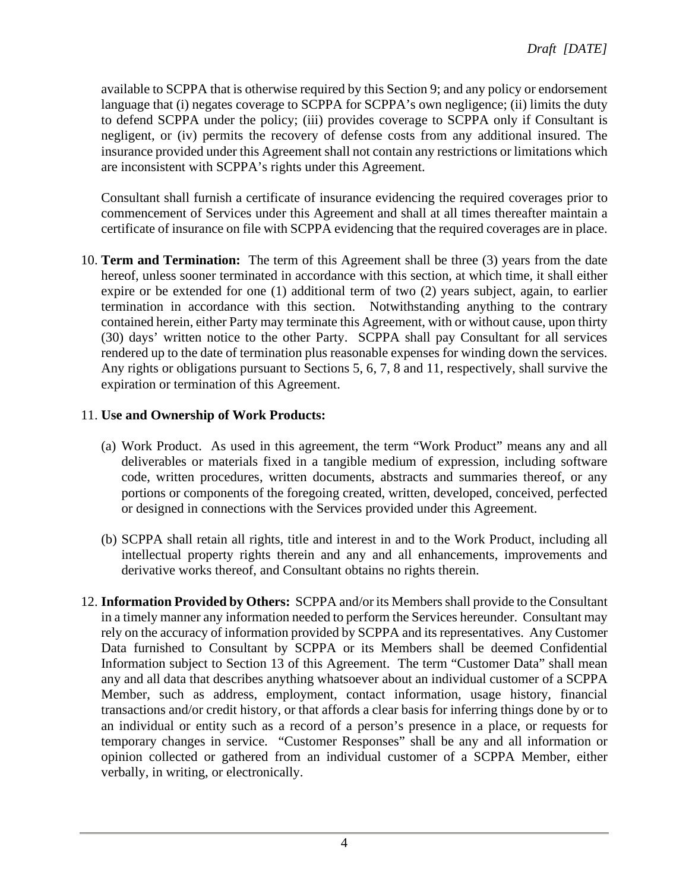available to SCPPA that is otherwise required by this Section 9; and any policy or endorsement language that (i) negates coverage to SCPPA for SCPPA's own negligence; (ii) limits the duty to defend SCPPA under the policy; (iii) provides coverage to SCPPA only if Consultant is negligent, or (iv) permits the recovery of defense costs from any additional insured. The insurance provided under this Agreement shall not contain any restrictions or limitations which are inconsistent with SCPPA's rights under this Agreement.

Consultant shall furnish a certificate of insurance evidencing the required coverages prior to commencement of Services under this Agreement and shall at all times thereafter maintain a certificate of insurance on file with SCPPA evidencing that the required coverages are in place.

10. **Term and Termination:** The term of this Agreement shall be three (3) years from the date hereof, unless sooner terminated in accordance with this section, at which time, it shall either expire or be extended for one (1) additional term of two (2) years subject, again, to earlier termination in accordance with this section. Notwithstanding anything to the contrary contained herein, either Party may terminate this Agreement, with or without cause, upon thirty (30) days' written notice to the other Party. SCPPA shall pay Consultant for all services rendered up to the date of termination plus reasonable expenses for winding down the services. Any rights or obligations pursuant to Sections 5, 6, 7, 8 and 11, respectively, shall survive the expiration or termination of this Agreement.

11. **Use and Ownership of Work Products:**

    (a) Work Product. As used in this agreement, the term "Work Product" means any and all deliverables or materials fixed in a tangible medium of expression, including software code, written procedures, written documents, abstracts and summaries thereof, or any portions or components of the foregoing created, written, developed, conceived, perfected or designed in connections with the Services provided under this Agreement.

    (b) SCPPA shall retain all rights, title and interest in and to the Work Product, including all intellectual property rights therein and any and all enhancements, improvements and derivative works thereof, and Consultant obtains no rights therein.

12. **Information Provided by Others:** SCPPA and/or its Members shall provide to the Consultant in a timely manner any information needed to perform the Services hereunder. Consultant may rely on the accuracy of information provided by SCPPA and its representatives. Any Customer Data furnished to Consultant by SCPPA or its Members shall be deemed Confidential Information subject to Section 13 of this Agreement. The term "Customer Data" shall mean any and all data that describes anything whatsoever about an individual customer of a SCPPA Member, such as address, employment, contact information, usage history, financial transactions and/or credit history, or that affords a clear basis for inferring things done by or to an individual or entity such as a record of a person's presence in a place, or requests for temporary changes in service. "Customer Responses" shall be any and all information or opinion collected or gathered from an individual customer of a SCPPA Member, either verbally, in writing, or electronically.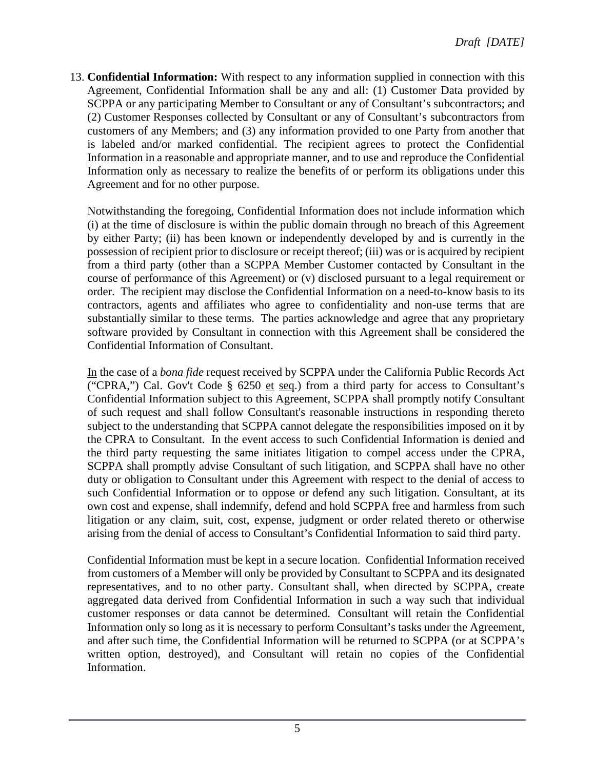13. **Confidential Information:** With respect to any information supplied in connection with this Agreement, Confidential Information shall be any and all: (1) Customer Data provided by SCPPA or any participating Member to Consultant or any of Consultant's subcontractors; and (2) Customer Responses collected by Consultant or any of Consultant's subcontractors from customers of any Members; and (3) any information provided to one Party from another that is labeled and/or marked confidential. The recipient agrees to protect the Confidential Information in a reasonable and appropriate manner, and to use and reproduce the Confidential Information only as necessary to realize the benefits of or perform its obligations under this Agreement and for no other purpose.

    Notwithstanding the foregoing, Confidential Information does not include information which (i) at the time of disclosure is within the public domain through no breach of this Agreement by either Party; (ii) has been known or independently developed by and is currently in the possession of recipient prior to disclosure or receipt thereof; (iii) was or is acquired by recipient from a third party (other than a SCPPA Member Customer contacted by Consultant in the course of performance of this Agreement) or (v) disclosed pursuant to a legal requirement or order. The recipient may disclose the Confidential Information on a need-to-know basis to its contractors, agents and affiliates who agree to confidentiality and non-use terms that are substantially similar to these terms. The parties acknowledge and agree that any proprietary software provided by Consultant in connection with this Agreement shall be considered the Confidential Information of Consultant.

    In the case of a *bona fide* request received by SCPPA under the California Public Records Act ("CPRA,") Cal. Gov't Code § 6250 et seq.) from a third party for access to Consultant's Confidential Information subject to this Agreement, SCPPA shall promptly notify Consultant of such request and shall follow Consultant's reasonable instructions in responding thereto subject to the understanding that SCPPA cannot delegate the responsibilities imposed on it by the CPRA to Consultant. In the event access to such Confidential Information is denied and the third party requesting the same initiates litigation to compel access under the CPRA, SCPPA shall promptly advise Consultant of such litigation, and SCPPA shall have no other duty or obligation to Consultant under this Agreement with respect to the denial of access to such Confidential Information or to oppose or defend any such litigation. Consultant, at its own cost and expense, shall indemnify, defend and hold SCPPA free and harmless from such litigation or any claim, suit, cost, expense, judgment or order related thereto or otherwise arising from the denial of access to Consultant's Confidential Information to said third party.

    Confidential Information must be kept in a secure location. Confidential Information received from customers of a Member will only be provided by Consultant to SCPPA and its designated representatives, and to no other party. Consultant shall, when directed by SCPPA, create aggregated data derived from Confidential Information in such a way such that individual customer responses or data cannot be determined. Consultant will retain the Confidential Information only so long as it is necessary to perform Consultant's tasks under the Agreement, and after such time, the Confidential Information will be returned to SCPPA (or at SCPPA's written option, destroyed), and Consultant will retain no copies of the Confidential Information.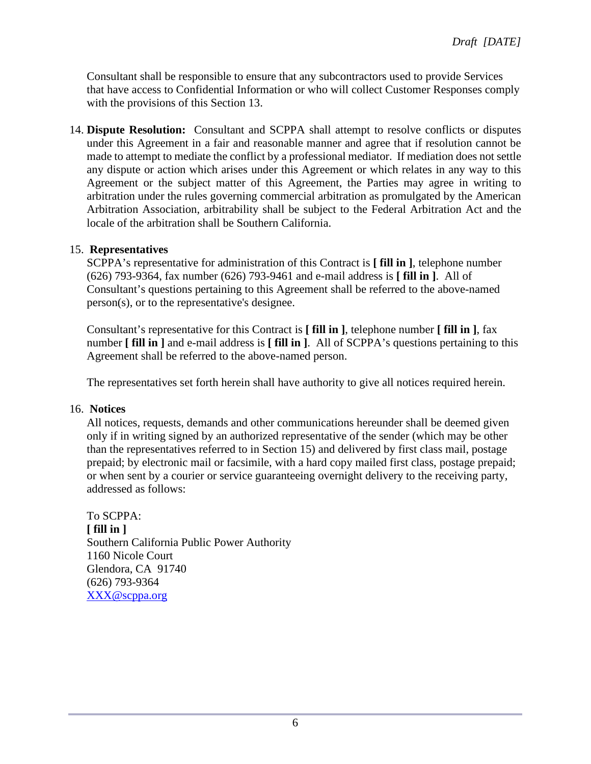Consultant shall be responsible to ensure that any subcontractors used to provide Services that have access to Confidential Information or who will collect Customer Responses comply with the provisions of this Section 13.

14. **Dispute Resolution:** Consultant and SCPPA shall attempt to resolve conflicts or disputes under this Agreement in a fair and reasonable manner and agree that if resolution cannot be made to attempt to mediate the conflict by a professional mediator. If mediation does not settle any dispute or action which arises under this Agreement or which relates in any way to this Agreement or the subject matter of this Agreement, the Parties may agree in writing to arbitration under the rules governing commercial arbitration as promulgated by the American Arbitration Association, arbitrability shall be subject to the Federal Arbitration Act and the locale of the arbitration shall be Southern California.

15. **Representatives**

SCPPA's representative for administration of this Contract is **[ fill in ]**, telephone number (626) 793-9364, fax number (626) 793-9461 and e-mail address is **[ fill in ]**. All of Consultant's questions pertaining to this Agreement shall be referred to the above-named person(s), or to the representative's designee.

Consultant's representative for this Contract is **[ fill in ]**, telephone number **[ fill in ]**, fax number **[ fill in ]** and e-mail address is **[ fill in ]**. All of SCPPA's questions pertaining to this Agreement shall be referred to the above-named person.

The representatives set forth herein shall have authority to give all notices required herein.

16. **Notices**

All notices, requests, demands and other communications hereunder shall be deemed given only if in writing signed by an authorized representative of the sender (which may be other than the representatives referred to in Section 15) and delivered by first class mail, postage prepaid; by electronic mail or facsimile, with a hard copy mailed first class, postage prepaid; or when sent by a courier or service guaranteeing overnight delivery to the receiving party, addressed as follows:

To SCPPA:
**[ fill in ]**
Southern California Public Power Authority
1160 Nicole Court
Glendora, CA 91740
(626) 793-9364
XXX@scppa.org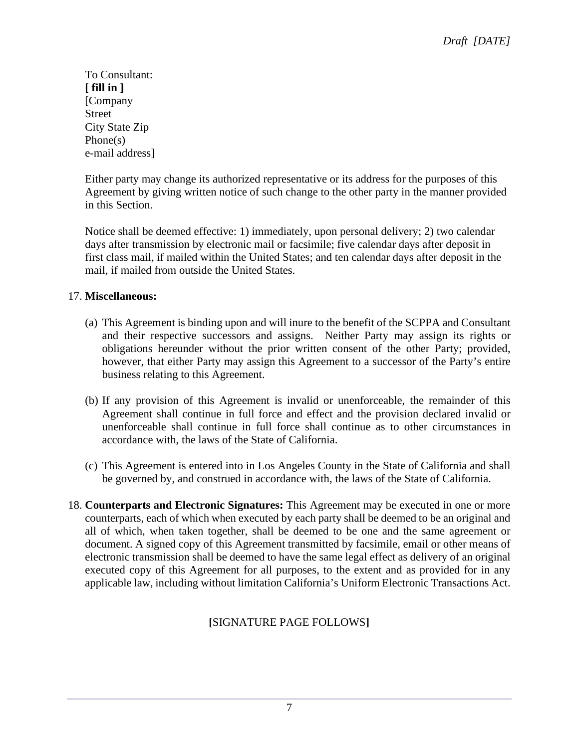To Consultant:
**[ fill in ]**
[Company
Street
City State Zip
Phone(s)
e-mail address]

Either party may change its authorized representative or its address for the purposes of this Agreement by giving written notice of such change to the other party in the manner provided in this Section.

Notice shall be deemed effective: 1) immediately, upon personal delivery; 2) two calendar days after transmission by electronic mail or facsimile; five calendar days after deposit in first class mail, if mailed within the United States; and ten calendar days after deposit in the mail, if mailed from outside the United States.

17. **Miscellaneous:**

    (a) This Agreement is binding upon and will inure to the benefit of the SCPPA and Consultant and their respective successors and assigns. Neither Party may assign its rights or obligations hereunder without the prior written consent of the other Party; provided, however, that either Party may assign this Agreement to a successor of the Party's entire business relating to this Agreement.

    (b) If any provision of this Agreement is invalid or unenforceable, the remainder of this Agreement shall continue in full force and effect and the provision declared invalid or unenforceable shall continue in full force shall continue as to other circumstances in accordance with, the laws of the State of California.

    (c) This Agreement is entered into in Los Angeles County in the State of California and shall be governed by, and construed in accordance with, the laws of the State of California.

18. **Counterparts and Electronic Signatures:** This Agreement may be executed in one or more counterparts, each of which when executed by each party shall be deemed to be an original and all of which, when taken together, shall be deemed to be one and the same agreement or document. A signed copy of this Agreement transmitted by facsimile, email or other means of electronic transmission shall be deemed to have the same legal effect as delivery of an original executed copy of this Agreement for all purposes, to the extent and as provided for in any applicable law, including without limitation California's Uniform Electronic Transactions Act.

**[**SIGNATURE PAGE FOLLOWS**]**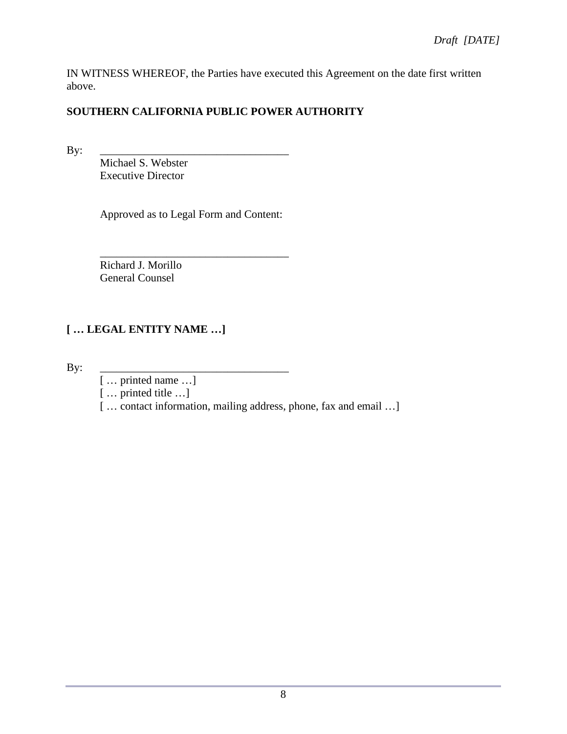*Draft [DATE]*

IN WITNESS WHEREOF, the Parties have executed this Agreement on the date first written above.

**SOUTHERN CALIFORNIA PUBLIC POWER AUTHORITY**

By: ___________________________________
Michael S. Webster
Executive Director

Approved as to Legal Form and Content:

___________________________________
Richard J. Morillo
General Counsel

**[ … LEGAL ENTITY NAME …]**

By: ___________________________________
[ … printed name …]
[ … printed title …]
[ … contact information, mailing address, phone, fax and email …]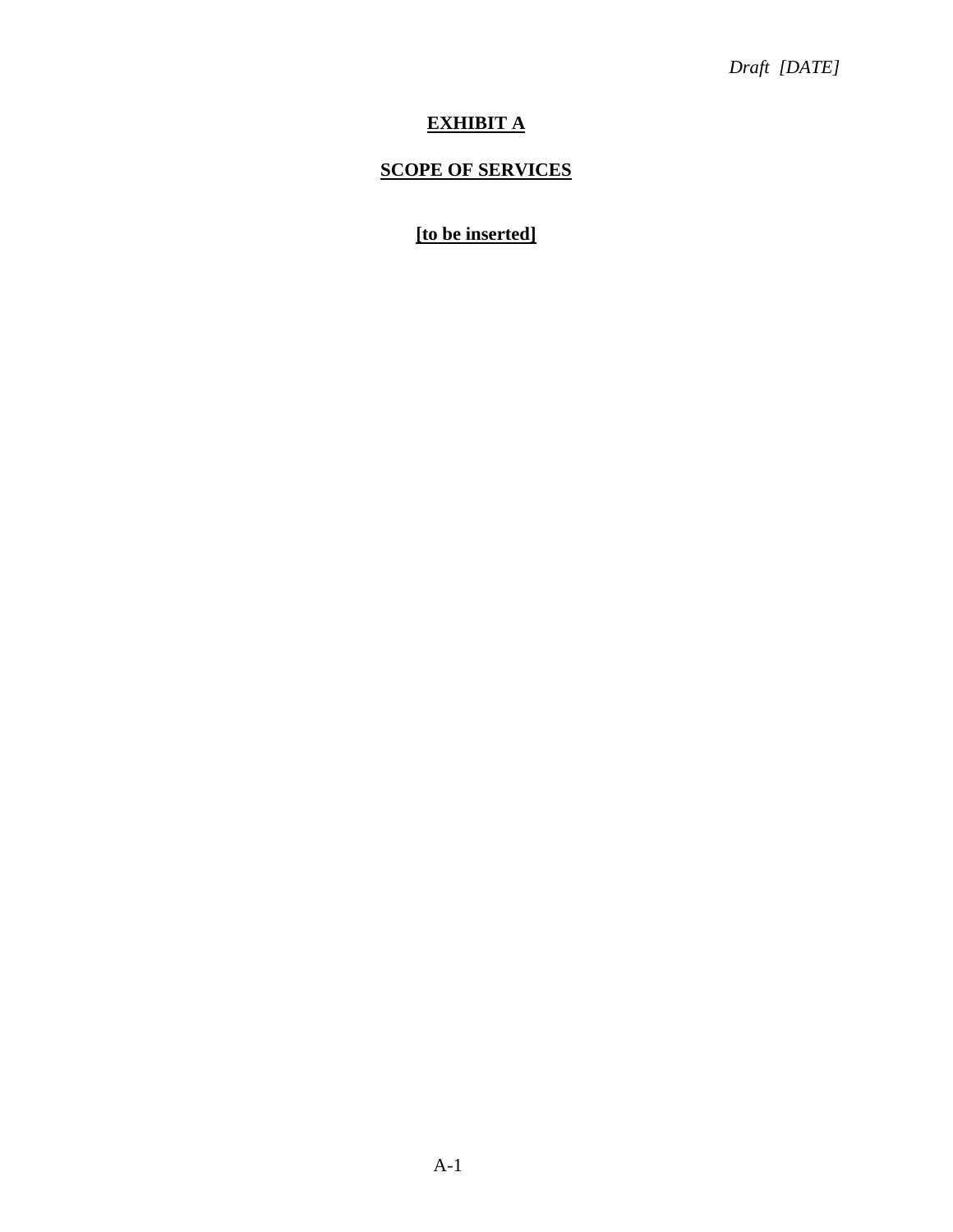*Draft [DATE]*

# EXHIBIT A

## SCOPE OF SERVICES

**[to be inserted]**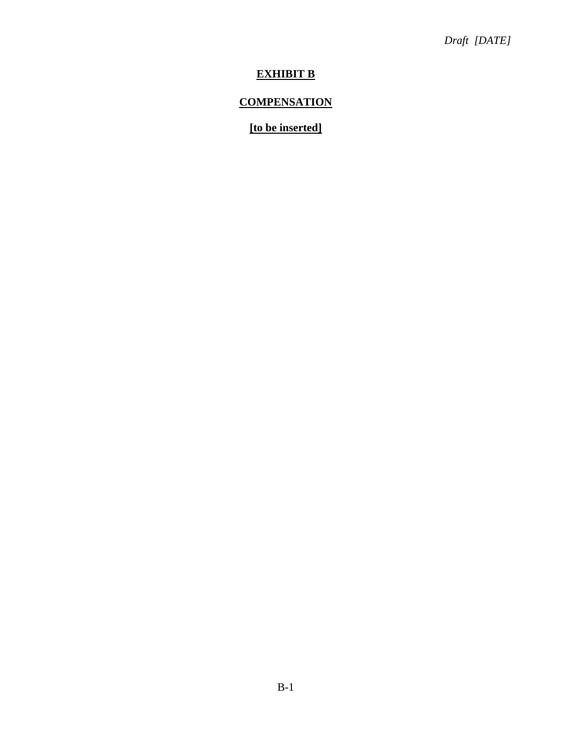*Draft [DATE]*

# EXHIBIT B

## COMPENSATION

**[to be inserted]**